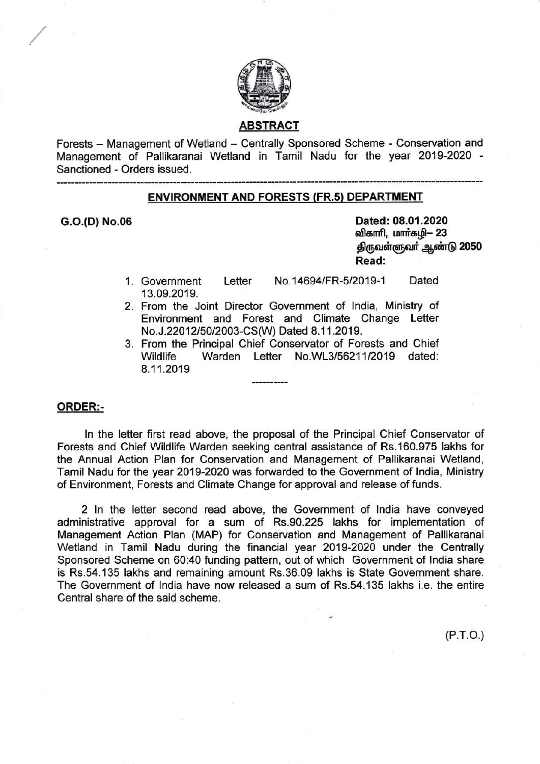## ABSTRACT

Forests – Management of Wetland – Centrally Sponsored Scheme - Conservation and Management of Pallikaranai Wetland in Tamil Nadu for the year 2019-2020 - Sanctioned - Orders issued.

---

### ENVIRONMENT AND FORESTS (FR.5) DEPARTMENT

**G.O.(D) No.06**

**Dated: 08.01.2020**
**விகாரி, மார்கழி– 23**
**திருவள்ளுவர் ஆண்டு 2050**
**Read:**

1. Government Letter No.14694/FR-5/2019-1 Dated 13.09.2019.
2. From the Joint Director Government of India, Ministry of Environment and Forest and Climate Change Letter No.J.22012/50/2003-CS(W) Dated 8.11.2019.
3. From the Principal Chief Conservator of Forests and Chief Wildlife Warden Letter No.WL3/56211/2019 dated: 8.11.2019

----------

**ORDER:-**

In the letter first read above, the proposal of the Principal Chief Conservator of Forests and Chief Wildlife Warden seeking central assistance of Rs.160.975 lakhs for the Annual Action Plan for Conservation and Management of Pallikaranai Wetland, Tamil Nadu for the year 2019-2020 was forwarded to the Government of India, Ministry of Environment, Forests and Climate Change for approval and release of funds.

2 In the letter second read above, the Government of India have conveyed administrative approval for a sum of Rs.90.225 lakhs for implementation of Management Action Plan (MAP) for Conservation and Management of Pallikaranai Wetland in Tamil Nadu during the financial year 2019-2020 under the Centrally Sponsored Scheme on 60:40 funding pattern, out of which Government of India share is Rs.54.135 lakhs and remaining amount Rs.36.09 lakhs is State Government share. The Government of India have now released a sum of Rs.54.135 lakhs i.e. the entire Central share of the said scheme.

(P.T.O.)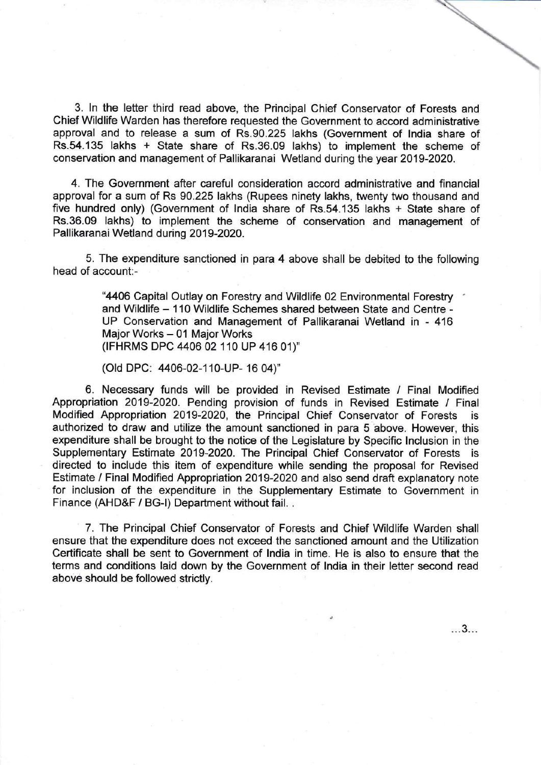3. In the letter third read above, the Principal Chief Conservator of Forests and Chief Wildlife Warden has therefore requested the Government to accord administrative approval and to release a sum of Rs.90.225 lakhs (Government of India share of Rs.54.135 lakhs + State share of Rs.36.09 lakhs) to implement the scheme of conservation and management of Pallikaranai Wetland during the year 2019-2020.

4. The Government after careful consideration accord administrative and financial approval for a sum of Rs 90.225 lakhs (Rupees ninety lakhs, twenty two thousand and five hundred only) (Government of India share of Rs.54.135 lakhs + State share of Rs.36.09 lakhs) to implement the scheme of conservation and management of Pallikaranai Wetland during 2019-2020.

5. The expenditure sanctioned in para 4 above shall be debited to the following head of account:-

> "4406 Capital Outlay on Forestry and Wildlife 02 Environmental Forestry and Wildlife – 110 Wildlife Schemes shared between State and Centre - UP Conservation and Management of Pallikaranai Wetland in - 416 Major Works – 01 Major Works
> (IFHRMS DPC 4406 02 110 UP 416 01)"
>
> (Old DPC: 4406-02-110-UP- 16 04)"

6. Necessary funds will be provided in Revised Estimate / Final Modified Appropriation 2019-2020. Pending provision of funds in Revised Estimate / Final Modified Appropriation 2019-2020, the Principal Chief Conservator of Forests is authorized to draw and utilize the amount sanctioned in para 5 above. However, this expenditure shall be brought to the notice of the Legislature by Specific Inclusion in the Supplementary Estimate 2019-2020. The Principal Chief Conservator of Forests is directed to include this item of expenditure while sending the proposal for Revised Estimate / Final Modified Appropriation 2019-2020 and also send draft explanatory note for inclusion of the expenditure in the Supplementary Estimate to Government in Finance (AHD&F / BG-I) Department without fail. .

7. The Principal Chief Conservator of Forests and Chief Wildlife Warden shall ensure that the expenditure does not exceed the sanctioned amount and the Utilization Certificate shall be sent to Government of India in time. He is also to ensure that the terms and conditions laid down by the Government of India in their letter second read above should be followed strictly.

...3...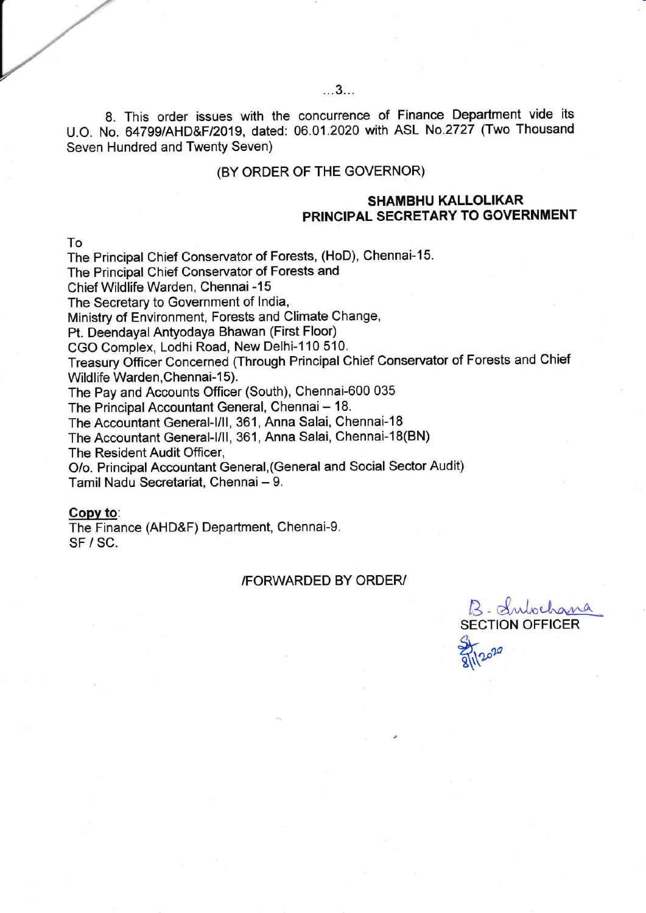8. This order issues with the concurrence of Finance Department vide its U.O. No. 64799/AHD&F/2019, dated: 06.01.2020 with ASL No.2727 (Two Thousand Seven Hundred and Twenty Seven)

(BY ORDER OF THE GOVERNOR)

**SHAMBHU KALLOLIKAR**
**PRINCIPAL SECRETARY TO GOVERNMENT**

To
The Principal Chief Conservator of Forests, (HoD), Chennai-15.
The Principal Chief Conservator of Forests and
Chief Wildlife Warden, Chennai -15
The Secretary to Government of India,
Ministry of Environment, Forests and Climate Change,
Pt. Deendayal Antyodaya Bhawan (First Floor)
CGO Complex, Lodhi Road, New Delhi-110 510.
Treasury Officer Concerned (Through Principal Chief Conservator of Forests and Chief Wildlife Warden,Chennai-15).
The Pay and Accounts Officer (South), Chennai-600 035
The Principal Accountant General, Chennai – 18.
The Accountant General-I/II, 361, Anna Salai, Chennai-18
The Accountant General-I/II, 361, Anna Salai, Chennai-18(BN)
The Resident Audit Officer,
O/o. Principal Accountant General,(General and Social Sector Audit)
Tamil Nadu Secretariat, Chennai – 9.

**Copy to**:
The Finance (AHD&F) Department, Chennai-9.
SF / SC.

/FORWARDED BY ORDER/

B. Sulochana
SECTION OFFICER
8/1/2020